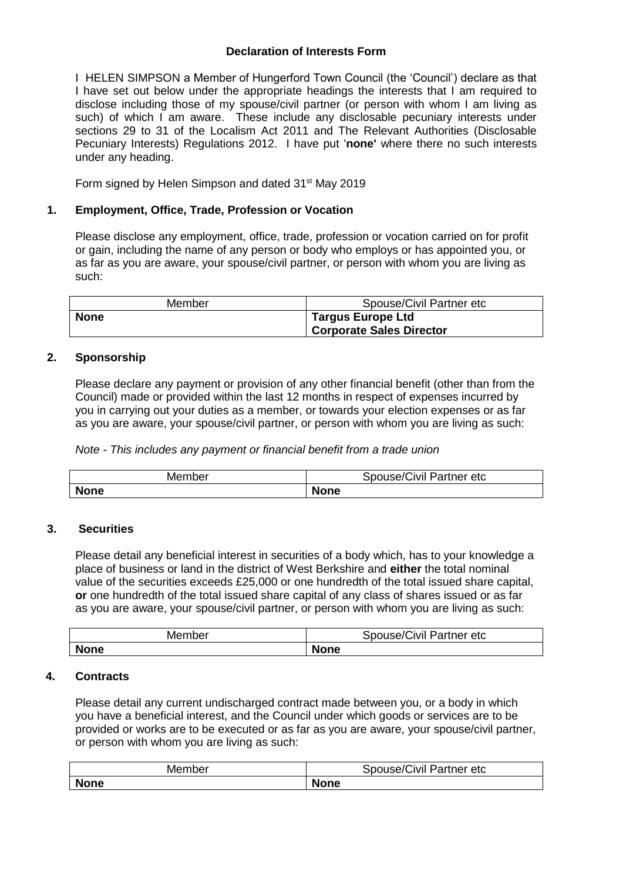# Declaration of Interests Form

I HELEN SIMPSON a Member of Hungerford Town Council (the 'Council') declare as that I have set out below under the appropriate headings the interests that I am required to disclose including those of my spouse/civil partner (or person with whom I am living as such) of which I am aware. These include any disclosable pecuniary interests under sections 29 to 31 of the Localism Act 2011 and The Relevant Authorities (Disclosable Pecuniary Interests) Regulations 2012. I have put '**none'** where there no such interests under any heading.

Form signed by Helen Simpson and dated 31st May 2019

## 1. Employment, Office, Trade, Profession or Vocation

Please disclose any employment, office, trade, profession or vocation carried on for profit or gain, including the name of any person or body who employs or has appointed you, or as far as you are aware, your spouse/civil partner, or person with whom you are living as such:

| Member | Spouse/Civil Partner etc |
| --- | --- |
| **None** | **Targus Europe Ltd**<br>**Corporate Sales Director** |

## 2. Sponsorship

Please declare any payment or provision of any other financial benefit (other than from the Council) made or provided within the last 12 months in respect of expenses incurred by you in carrying out your duties as a member, or towards your election expenses or as far as you are aware, your spouse/civil partner, or person with whom you are living as such:

*Note - This includes any payment or financial benefit from a trade union*

| Member | Spouse/Civil Partner etc |
| --- | --- |
| **None** | **None** |

## 3. Securities

Please detail any beneficial interest in securities of a body which, has to your knowledge a place of business or land in the district of West Berkshire and **either** the total nominal value of the securities exceeds £25,000 or one hundredth of the total issued share capital, **or** one hundredth of the total issued share capital of any class of shares issued or as far as you are aware, your spouse/civil partner, or person with whom you are living as such:

| Member | Spouse/Civil Partner etc |
| --- | --- |
| **None** | **None** |

## 4. Contracts

Please detail any current undischarged contract made between you, or a body in which you have a beneficial interest, and the Council under which goods or services are to be provided or works are to be executed or as far as you are aware, your spouse/civil partner, or person with whom you are living as such:

| Member | Spouse/Civil Partner etc |
| --- | --- |
| **None** | **None** |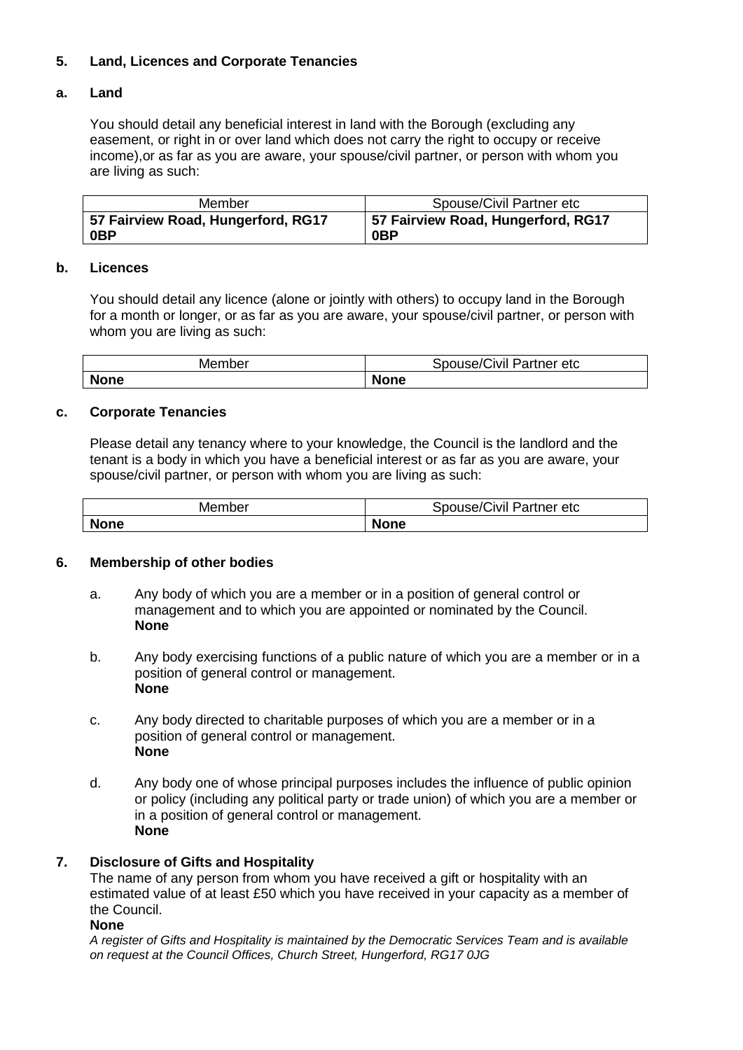### 5. Land, Licences and Corporate Tenancies

#### a. Land

You should detail any beneficial interest in land with the Borough (excluding any easement, or right in or over land which does not carry the right to occupy or receive income),or as far as you are aware, your spouse/civil partner, or person with whom you are living as such:

| Member | Spouse/Civil Partner etc |
| --- | --- |
| **57 Fairview Road, Hungerford, RG17 0BP** | **57 Fairview Road, Hungerford, RG17 0BP** |

#### b. Licences

You should detail any licence (alone or jointly with others) to occupy land in the Borough for a month or longer, or as far as you are aware, your spouse/civil partner, or person with whom you are living as such:

| Member | Spouse/Civil Partner etc |
| --- | --- |
| **None** | **None** |

#### c. Corporate Tenancies

Please detail any tenancy where to your knowledge, the Council is the landlord and the tenant is a body in which you have a beneficial interest or as far as you are aware, your spouse/civil partner, or person with whom you are living as such:

| Member | Spouse/Civil Partner etc |
| --- | --- |
| **None** | **None** |

### 6. Membership of other bodies

a. Any body of which you are a member or in a position of general control or management and to which you are appointed or nominated by the Council.
**None**

b. Any body exercising functions of a public nature of which you are a member or in a position of general control or management.
**None**

c. Any body directed to charitable purposes of which you are a member or in a position of general control or management.
**None**

d. Any body one of whose principal purposes includes the influence of public opinion or policy (including any political party or trade union) of which you are a member or in a position of general control or management.
**None**

### 7. Disclosure of Gifts and Hospitality

The name of any person from whom you have received a gift or hospitality with an estimated value of at least £50 which you have received in your capacity as a member of the Council.

**None**

*A register of Gifts and Hospitality is maintained by the Democratic Services Team and is available on request at the Council Offices, Church Street, Hungerford, RG17 0JG*